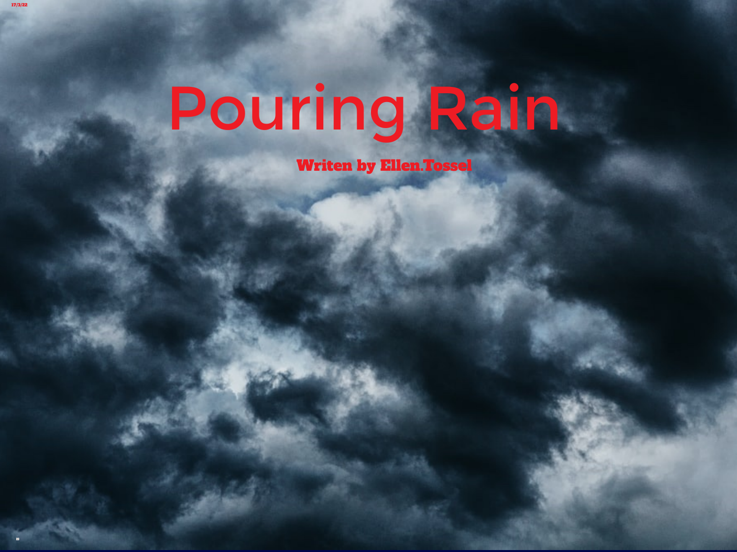17/3/22

# Pouring Rain

**Writen by Ellen.Tossel**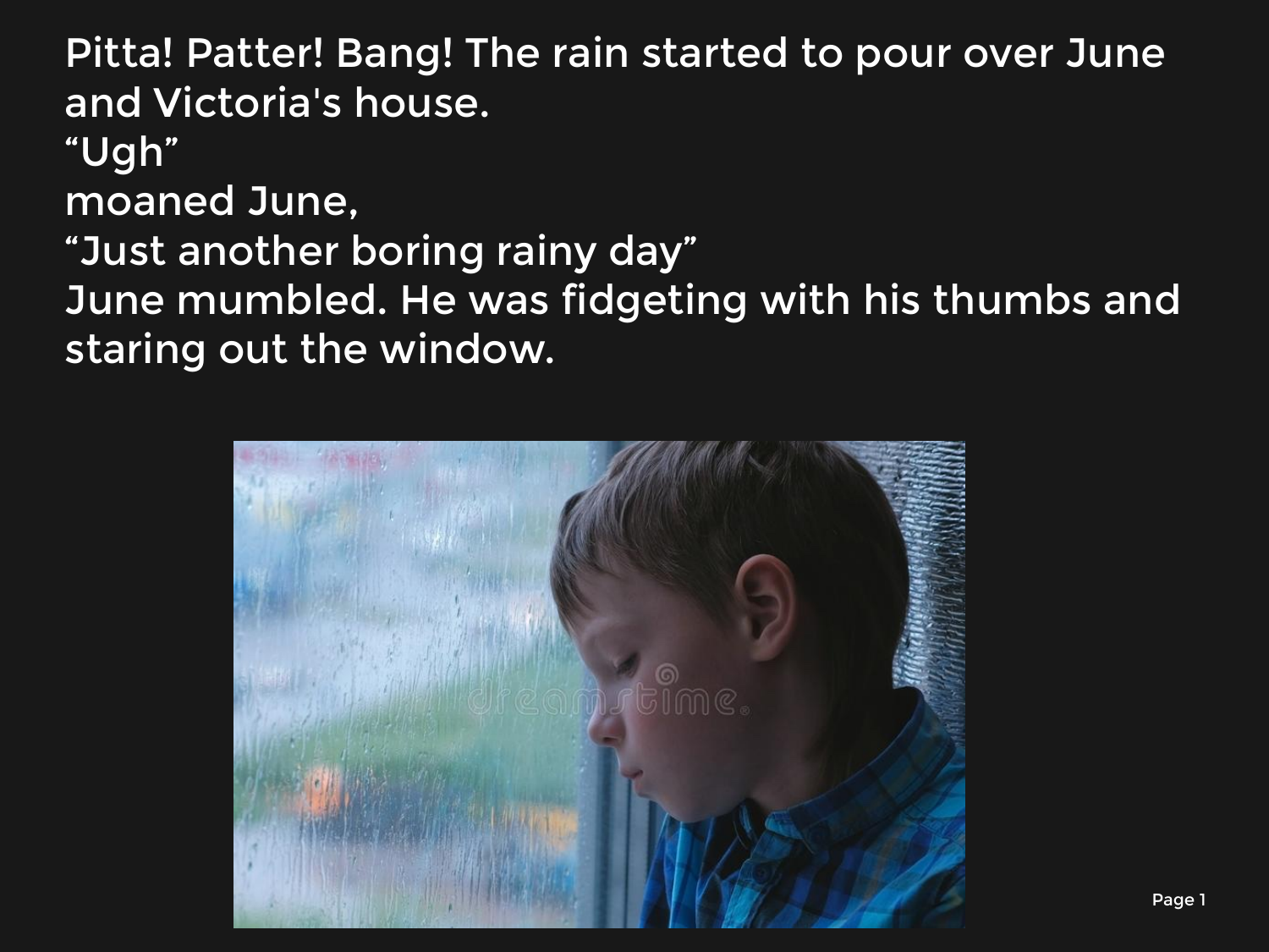Pitta! Patter! Bang! The rain started to pour over June and Victoria's house.
“Ugh”
moaned June,
“Just another boring rainy day”
June mumbled. He was fidgeting with his thumbs and staring out the window.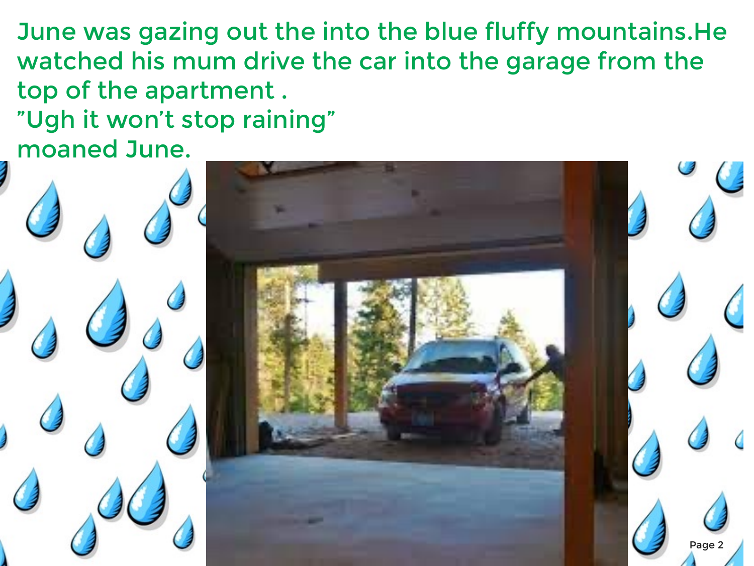June was gazing out the into the blue fluffy mountains.He watched his mum drive the car into the garage from the top of the apartment .

"Ugh it won't stop raining"
moaned June.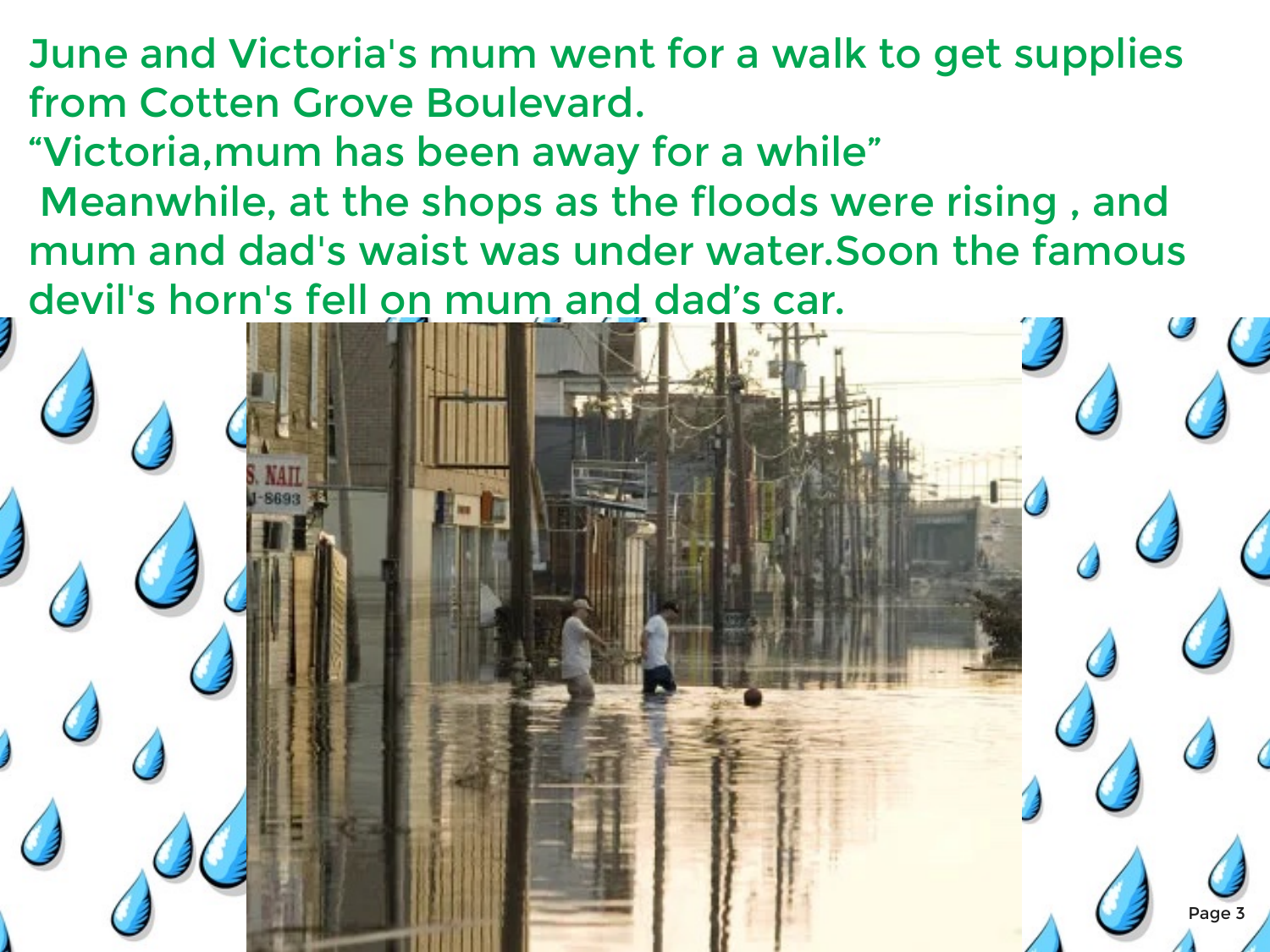June and Victoria's mum went for a walk to get supplies from Cotten Grove Boulevard.

"Victoria,mum has been away for a while"

Meanwhile, at the shops as the floods were rising , and mum and dad's waist was under water.Soon the famous devil's horn's fell on mum and dad's car.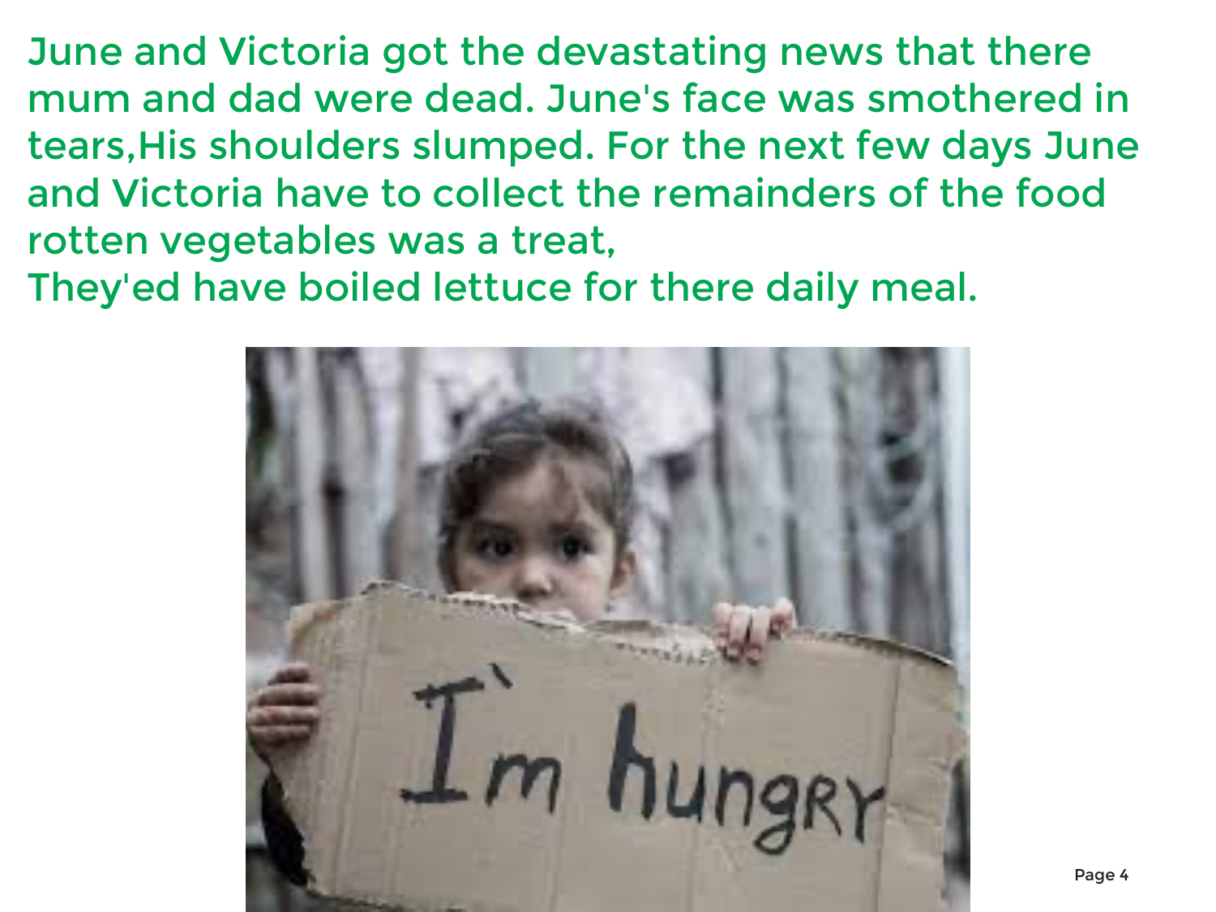June and Victoria got the devastating news that there mum and dad were dead. June's face was smothered in tears,His shoulders slumped. For the next few days June and Victoria have to collect the remainders of the food rotten vegetables was a treat,
They'ed have boiled lettuce for there daily meal.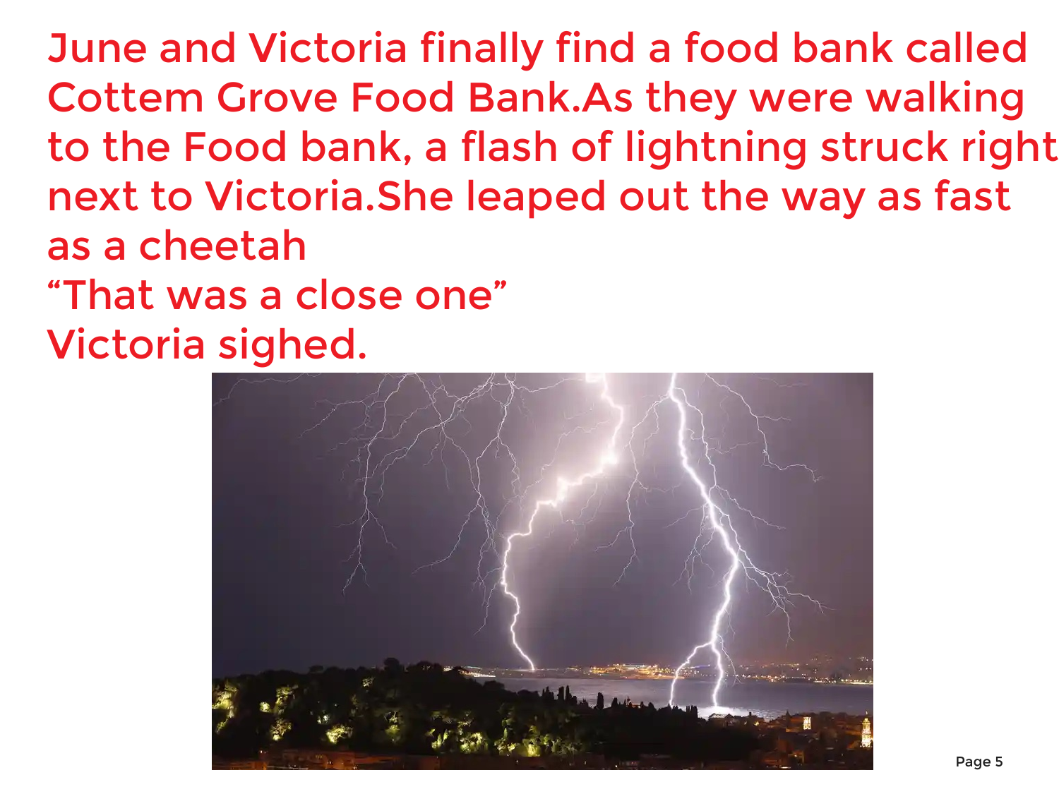June and Victoria finally find a food bank called Cottem Grove Food Bank.As they were walking to the Food bank, a flash of lightning struck right next to Victoria.She leaped out the way as fast as a cheetah

“That was a close one”

Victoria sighed.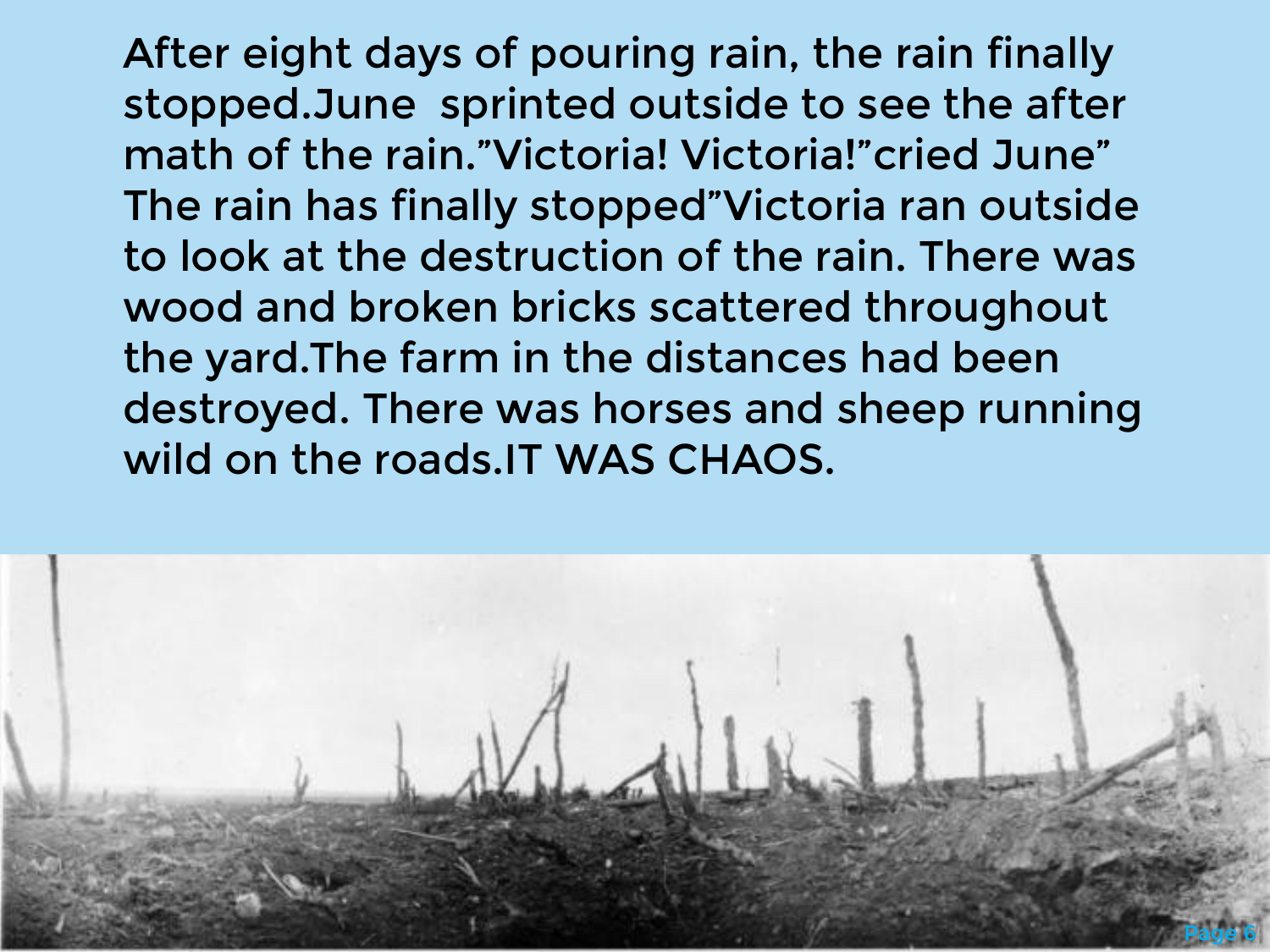After eight days of pouring rain, the rain finally stopped.June  sprinted outside to see the after math of the rain.”Victoria! Victoria!”cried June” The rain has finally stopped”Victoria ran outside to look at the destruction of the rain. There was wood and broken bricks scattered throughout the yard.The farm in the distances had been destroyed. There was horses and sheep running wild on the roads.IT WAS CHAOS.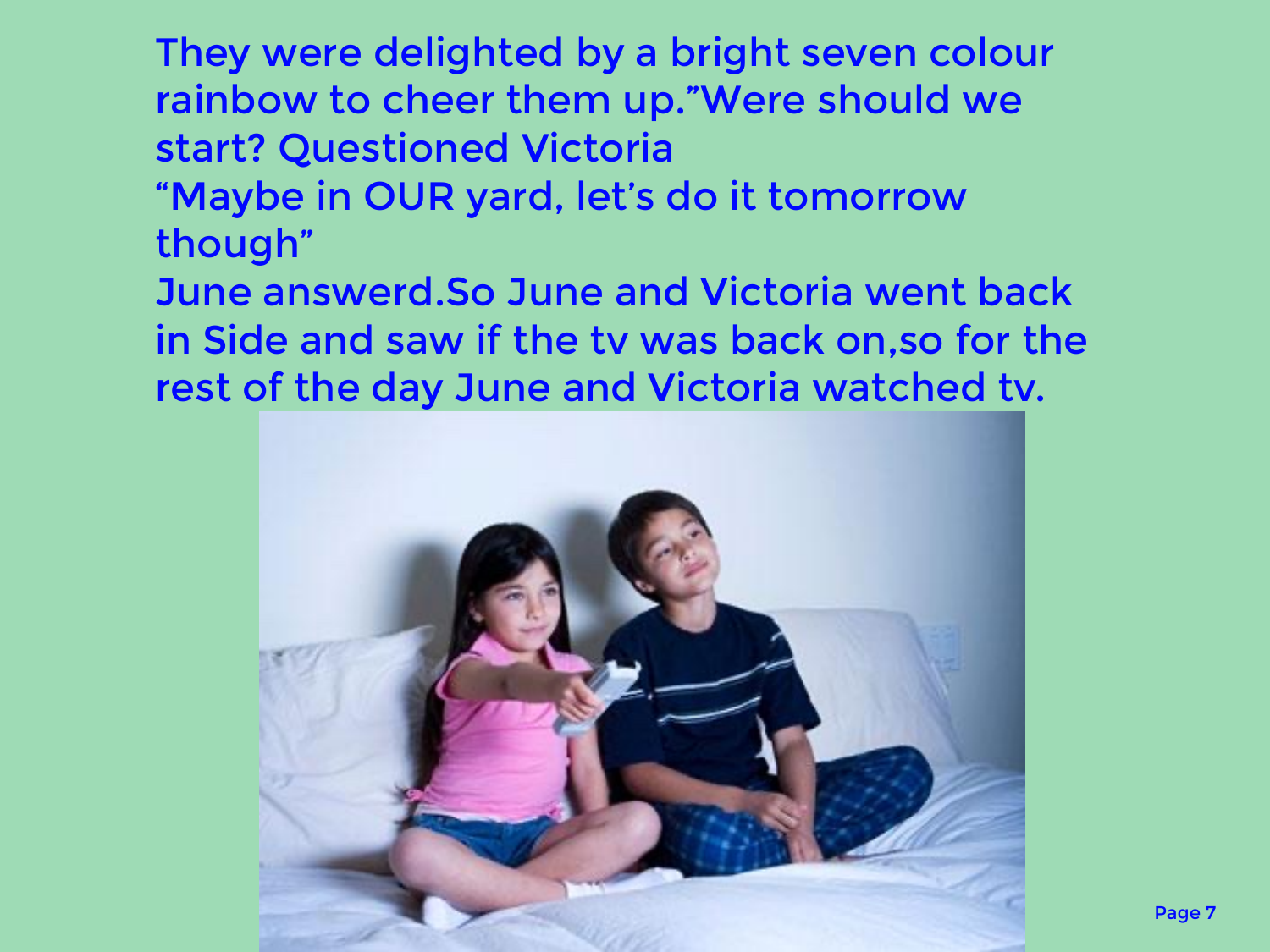They were delighted by a bright seven colour rainbow to cheer them up."Were should we start? Questioned Victoria
"Maybe in OUR yard, let's do it tomorrow though"
June answerd.So June and Victoria went back in Side and saw if the tv was back on,so for the rest of the day June and Victoria watched tv.